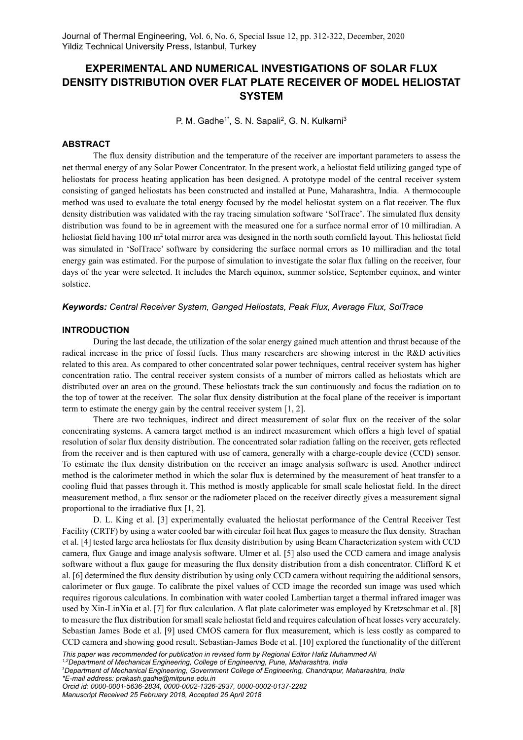# EXPERIMENTAL AND NUMERICAL INVESTIGATIONS OF SOLAR FLUX DENSITY DISTRIBUTION OVER FLAT PLATE RECEIVER OF MODEL HELIOSTAT SYSTEM

P. M. Gadhe[1*], S. N. Sapali[2], G. N. Kulkarni[3]

## ABSTRACT

The flux density distribution and the temperature of the receiver are important parameters to assess the net thermal energy of any Solar Power Concentrator. In the present work, a heliostat field utilizing ganged type of heliostats for process heating application has been designed. A prototype model of the central receiver system consisting of ganged heliostats has been constructed and installed at Pune, Maharashtra, India. A thermocouple method was used to evaluate the total energy focused by the model heliostat system on a flat receiver. The flux density distribution was validated with the ray tracing simulation software 'SolTrace'. The simulated flux density distribution was found to be in agreement with the measured one for a surface normal error of 10 milliradian. A heliostat field having 100 $m^2$ total mirror area was designed in the north south cornfield layout. This heliostat field was simulated in 'SolTrace' software by considering the surface normal errors as 10 milliradian and the total energy gain was estimated. For the purpose of simulation to investigate the solar flux falling on the receiver, four days of the year were selected. It includes the March equinox, summer solstice, September equinox, and winter solstice.

***Keywords:*** *Central Receiver System, Ganged Heliostats, Peak Flux, Average Flux, SolTrace*

## INTRODUCTION

During the last decade, the utilization of the solar energy gained much attention and thrust because of the radical increase in the price of fossil fuels. Thus many researchers are showing interest in the R&D activities related to this area. As compared to other concentrated solar power techniques, central receiver system has higher concentration ratio. The central receiver system consists of a number of mirrors called as heliostats which are distributed over an area on the ground. These heliostats track the sun continuously and focus the radiation on to the top of tower at the receiver. The solar flux density distribution at the focal plane of the receiver is important term to estimate the energy gain by the central receiver system [1, 2].

There are two techniques, indirect and direct measurement of solar flux on the receiver of the solar concentrating systems. A camera target method is an indirect measurement which offers a high level of spatial resolution of solar flux density distribution. The concentrated solar radiation falling on the receiver, gets reflected from the receiver and is then captured with use of camera, generally with a charge-couple device (CCD) sensor. To estimate the flux density distribution on the receiver an image analysis software is used. Another indirect method is the calorimeter method in which the solar flux is determined by the measurement of heat transfer to a cooling fluid that passes through it. This method is mostly applicable for small scale heliostat field. In the direct measurement method, a flux sensor or the radiometer placed on the receiver directly gives a measurement signal proportional to the irradiative flux [1, 2].

D. L. King et al. [3] experimentally evaluated the heliostat performance of the Central Receiver Test Facility (CRTF) by using a water cooled bar with circular foil heat flux gages to measure the flux density. Strachan et al. [4] tested large area heliostats for flux density distribution by using Beam Characterization system with CCD camera, flux Gauge and image analysis software. Ulmer et al. [5] also used the CCD camera and image analysis software without a flux gauge for measuring the flux density distribution from a dish concentrator. Clifford K et al. [6] determined the flux density distribution by using only CCD camera without requiring the additional sensors, calorimeter or flux gauge. To calibrate the pixel values of CCD image the recorded sun image was used which requires rigorous calculations. In combination with water cooled Lambertian target a thermal infrared imager was used by Xin-LinXia et al. [7] for flux calculation. A flat plate calorimeter was employed by Kretzschmar et al. [8] to measure the flux distribution for small scale heliostat field and requires calculation of heat losses very accurately. Sebastian James Bode et al. [9] used CMOS camera for flux measurement, which is less costly as compared to CCD camera and showing good result. Sebastian-James Bode et al. [10] explored the functionality of the different

*This paper was recommended for publication in revised form by Regional Editor Hafiz Muhammed Ali*
*[1,2]Department of Mechanical Engineering, College of Engineering, Pune, Maharashtra, India*
*[3]Department of Mechanical Engineering, Government College of Engineering, Chandrapur, Maharashtra, India*
*\*E-mail address: prakash.gadhe@mitpune.edu.in*
*Orcid id: 0000-0001-5636-2834, 0000-0002-1326-2937, 0000-0002-0137-2282*
*Manuscript Received 25 February 2018, Accepted 26 April 2018*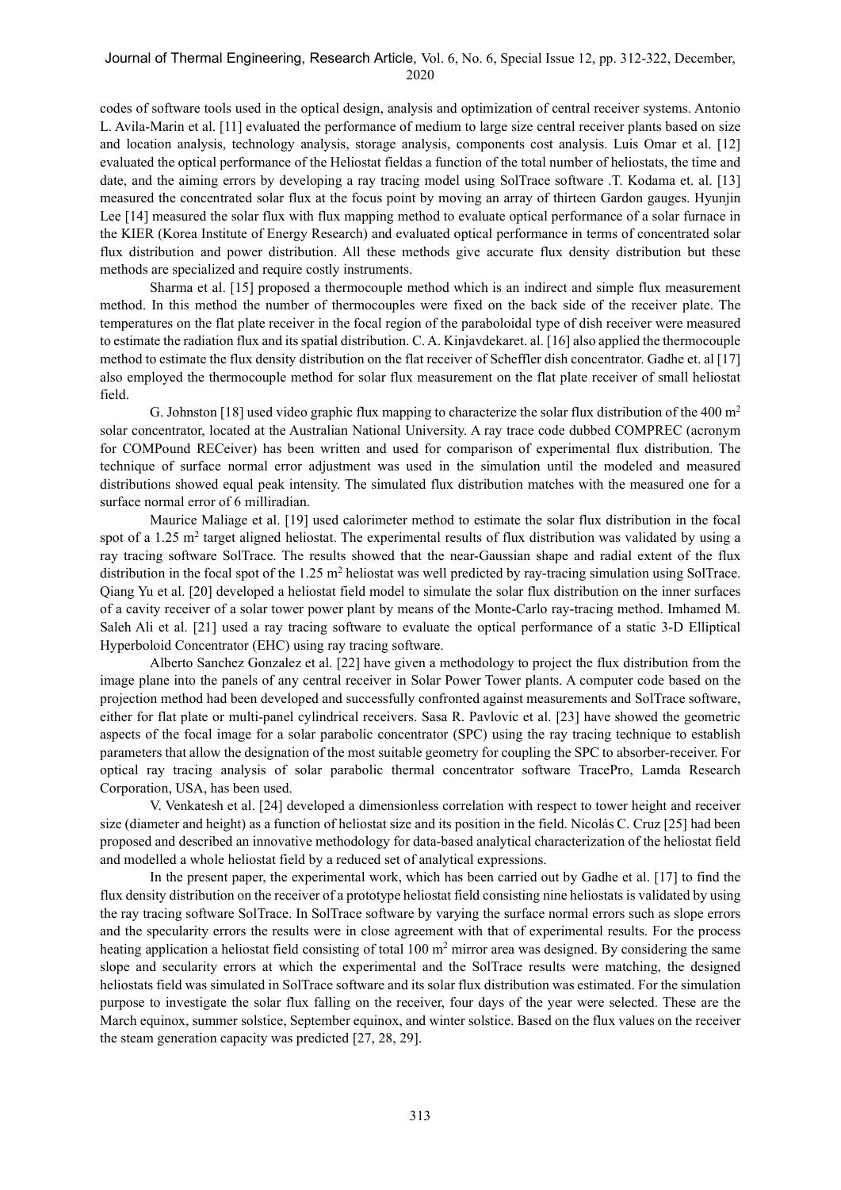codes of software tools used in the optical design, analysis and optimization of central receiver systems. Antonio L. Avila-Marin et al. [11] evaluated the performance of medium to large size central receiver plants based on size and location analysis, technology analysis, storage analysis, components cost analysis. Luis Omar et al. [12] evaluated the optical performance of the Heliostat fieldas a function of the total number of heliostats, the time and date, and the aiming errors by developing a ray tracing model using SolTrace software .T. Kodama et. al. [13] measured the concentrated solar flux at the focus point by moving an array of thirteen Gardon gauges. Hyunjin Lee [14] measured the solar flux with flux mapping method to evaluate optical performance of a solar furnace in the KIER (Korea Institute of Energy Research) and evaluated optical performance in terms of concentrated solar flux distribution and power distribution. All these methods give accurate flux density distribution but these methods are specialized and require costly instruments.

Sharma et al. [15] proposed a thermocouple method which is an indirect and simple flux measurement method. In this method the number of thermocouples were fixed on the back side of the receiver plate. The temperatures on the flat plate receiver in the focal region of the paraboloidal type of dish receiver were measured to estimate the radiation flux and its spatial distribution. C. A. Kinjavdekaret. al. [16] also applied the thermocouple method to estimate the flux density distribution on the flat receiver of Scheffler dish concentrator. Gadhe et. al [17] also employed the thermocouple method for solar flux measurement on the flat plate receiver of small heliostat field.

G. Johnston [18] used video graphic flux mapping to characterize the solar flux distribution of the 400 $m^2$ solar concentrator, located at the Australian National University. A ray trace code dubbed COMPREC (acronym for COMPound RECeiver) has been written and used for comparison of experimental flux distribution. The technique of surface normal error adjustment was used in the simulation until the modeled and measured distributions showed equal peak intensity. The simulated flux distribution matches with the measured one for a surface normal error of 6 milliradian.

Maurice Maliage et al. [19] used calorimeter method to estimate the solar flux distribution in the focal spot of a 1.25 $m^2$ target aligned heliostat. The experimental results of flux distribution was validated by using a ray tracing software SolTrace. The results showed that the near-Gaussian shape and radial extent of the flux distribution in the focal spot of the 1.25 $m^2$ heliostat was well predicted by ray-tracing simulation using SolTrace. Qiang Yu et al. [20] developed a heliostat field model to simulate the solar flux distribution on the inner surfaces of a cavity receiver of a solar tower power plant by means of the Monte-Carlo ray-tracing method. Imhamed M. Saleh Ali et al. [21] used a ray tracing software to evaluate the optical performance of a static 3-D Elliptical Hyperboloid Concentrator (EHC) using ray tracing software.

Alberto Sanchez Gonzalez et al. [22] have given a methodology to project the flux distribution from the image plane into the panels of any central receiver in Solar Power Tower plants. A computer code based on the projection method had been developed and successfully confronted against measurements and SolTrace software, either for flat plate or multi-panel cylindrical receivers. Sasa R. Pavlovic et al. [23] have showed the geometric aspects of the focal image for a solar parabolic concentrator (SPC) using the ray tracing technique to establish parameters that allow the designation of the most suitable geometry for coupling the SPC to absorber-receiver. For optical ray tracing analysis of solar parabolic thermal concentrator software TracePro, Lamda Research Corporation, USA, has been used.

V. Venkatesh et al. [24] developed a dimensionless correlation with respect to tower height and receiver size (diameter and height) as a function of heliostat size and its position in the field. Nicolás C. Cruz [25] had been proposed and described an innovative methodology for data-based analytical characterization of the heliostat field and modelled a whole heliostat field by a reduced set of analytical expressions.

In the present paper, the experimental work, which has been carried out by Gadhe et al. [17] to find the flux density distribution on the receiver of a prototype heliostat field consisting nine heliostats is validated by using the ray tracing software SolTrace. In SolTrace software by varying the surface normal errors such as slope errors and the specularity errors the results were in close agreement with that of experimental results. For the process heating application a heliostat field consisting of total 100 $m^2$ mirror area was designed. By considering the same slope and secularity errors at which the experimental and the SolTrace results were matching, the designed heliostats field was simulated in SolTrace software and its solar flux distribution was estimated. For the simulation purpose to investigate the solar flux falling on the receiver, four days of the year were selected. These are the March equinox, summer solstice, September equinox, and winter solstice. Based on the flux values on the receiver the steam generation capacity was predicted [27, 28, 29].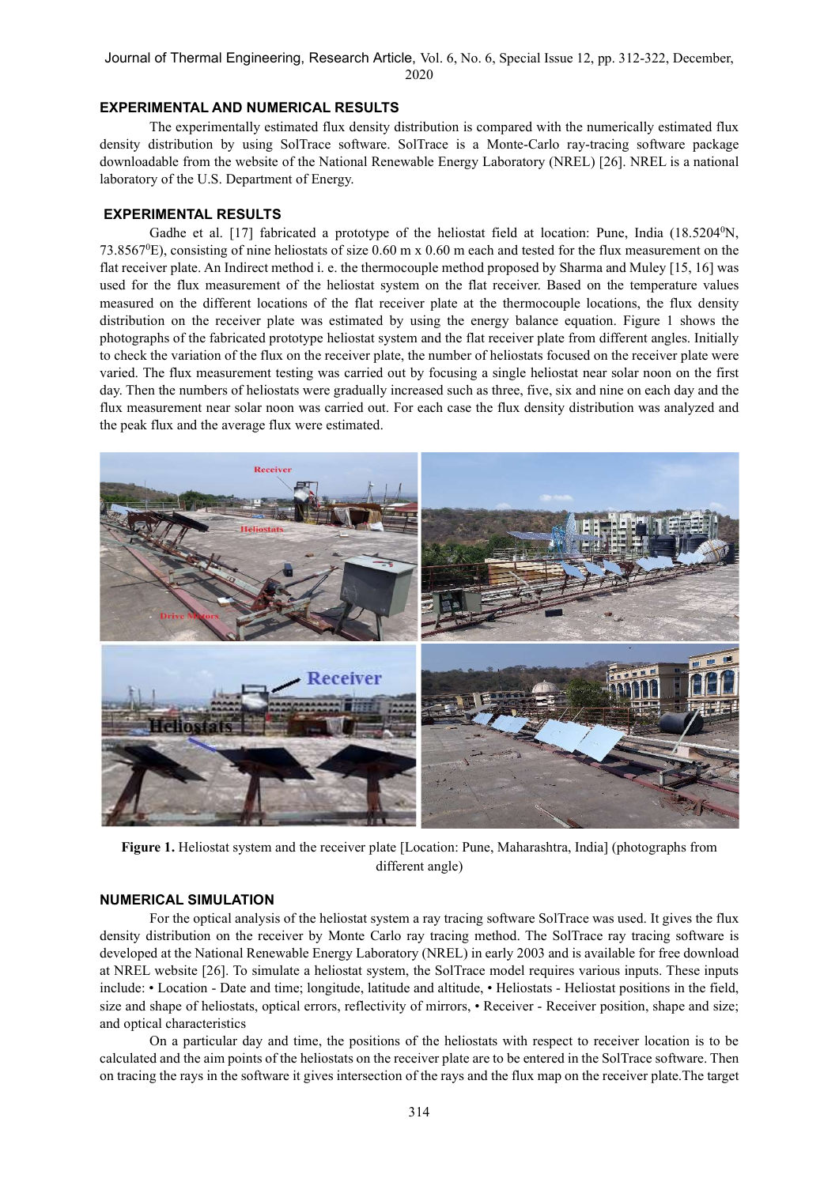## EXPERIMENTAL AND NUMERICAL RESULTS

The experimentally estimated flux density distribution is compared with the numerically estimated flux density distribution by using SolTrace software. SolTrace is a Monte-Carlo ray-tracing software package downloadable from the website of the National Renewable Energy Laboratory (NREL) [26]. NREL is a national laboratory of the U.S. Department of Energy.

## EXPERIMENTAL RESULTS

Gadhe et al. [17] fabricated a prototype of the heliostat field at location: Pune, India (18.5204$^0$N, 73.8567$^0$E), consisting of nine heliostats of size 0.60 m x 0.60 m each and tested for the flux measurement on the flat receiver plate. An Indirect method i. e. the thermocouple method proposed by Sharma and Muley [15, 16] was used for the flux measurement of the heliostat system on the flat receiver. Based on the temperature values measured on the different locations of the flat receiver plate at the thermocouple locations, the flux density distribution on the receiver plate was estimated by using the energy balance equation. Figure 1 shows the photographs of the fabricated prototype heliostat system and the flat receiver plate from different angles. Initially to check the variation of the flux on the receiver plate, the number of heliostats focused on the receiver plate were varied. The flux measurement testing was carried out by focusing a single heliostat near solar noon on the first day. Then the numbers of heliostats were gradually increased such as three, five, six and nine on each day and the flux measurement near solar noon was carried out. For each case the flux density distribution was analyzed and the peak flux and the average flux were estimated.

**Figure 1.** Heliostat system and the receiver plate [Location: Pune, Maharashtra, India] (photographs from different angle)

## NUMERICAL SIMULATION

For the optical analysis of the heliostat system a ray tracing software SolTrace was used. It gives the flux density distribution on the receiver by Monte Carlo ray tracing method. The SolTrace ray tracing software is developed at the National Renewable Energy Laboratory (NREL) in early 2003 and is available for free download at NREL website [26]. To simulate a heliostat system, the SolTrace model requires various inputs. These inputs include: • Location - Date and time; longitude, latitude and altitude, • Heliostats - Heliostat positions in the field, size and shape of heliostats, optical errors, reflectivity of mirrors, • Receiver - Receiver position, shape and size; and optical characteristics

On a particular day and time, the positions of the heliostats with respect to receiver location is to be calculated and the aim points of the heliostats on the receiver plate are to be entered in the SolTrace software. Then on tracing the rays in the software it gives intersection of the rays and the flux map on the receiver plate.The target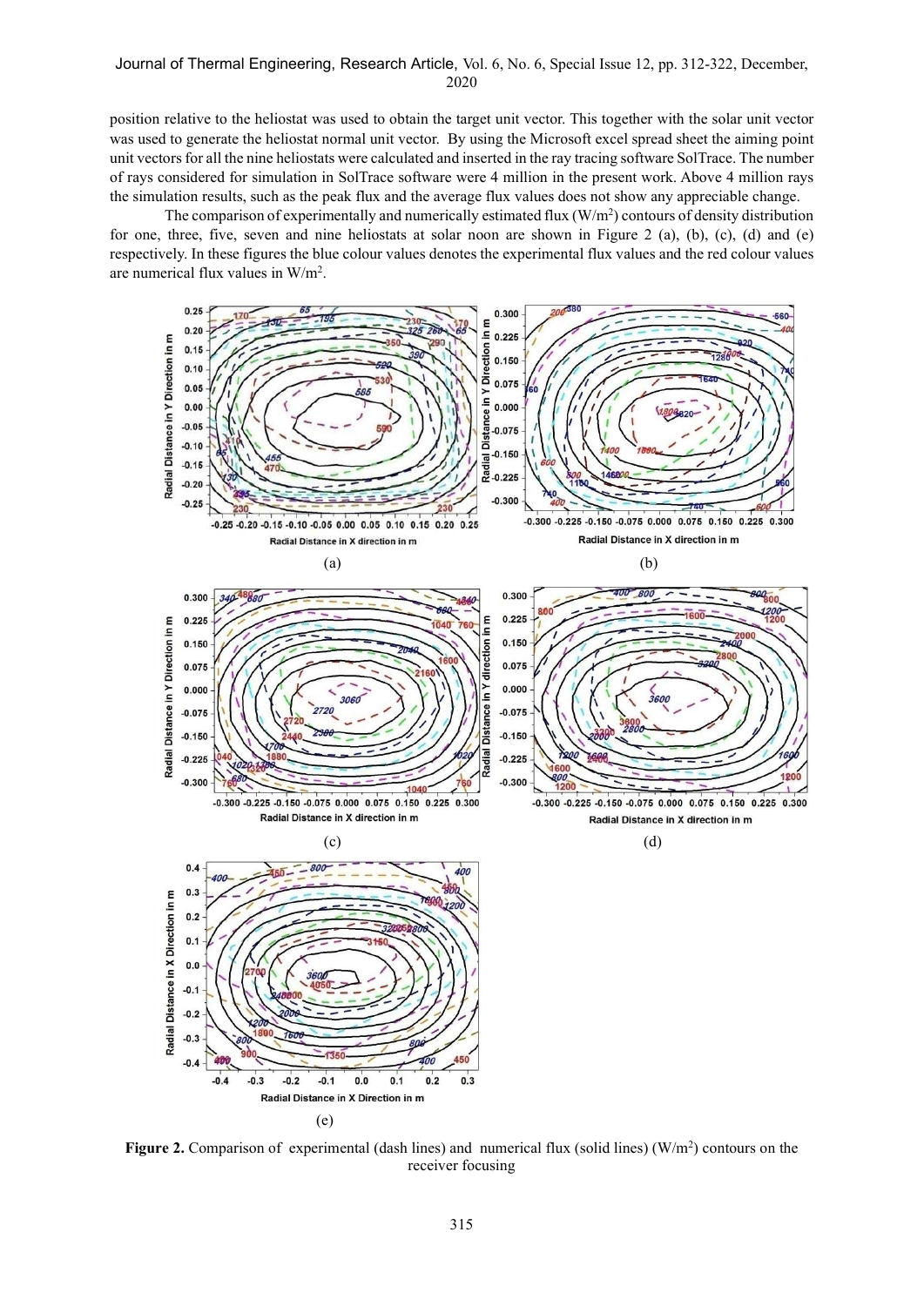position relative to the heliostat was used to obtain the target unit vector. This together with the solar unit vector was used to generate the heliostat normal unit vector. By using the Microsoft excel spread sheet the aiming point unit vectors for all the nine heliostats were calculated and inserted in the ray tracing software SolTrace. The number of rays considered for simulation in SolTrace software were 4 million in the present work. Above 4 million rays the simulation results, such as the peak flux and the average flux values does not show any appreciable change.

The comparison of experimentally and numerically estimated flux (W/m$^2$) contours of density distribution for one, three, five, seven and nine heliostats at solar noon are shown in Figure 2 (a), (b), (c), (d) and (e) respectively. In these figures the blue colour values denotes the experimental flux values and the red colour values are numerical flux values in W/m$^2$.

(a)

(b)

(c)

(d)

(e)

**Figure 2.** Comparison of experimental (dash lines) and numerical flux (solid lines) (W/m$^2$) contours on the receiver focusing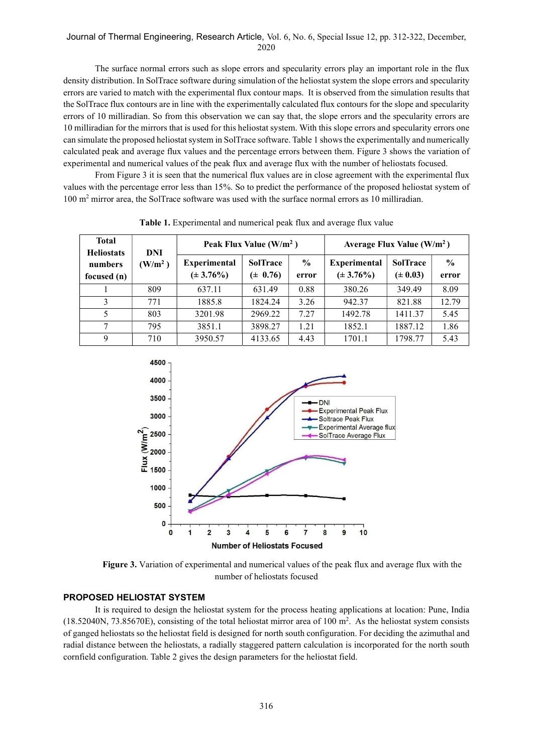The surface normal errors such as slope errors and specularity errors play an important role in the flux density distribution. In SolTrace software during simulation of the heliostat system the slope errors and specularity errors are varied to match with the experimental flux contour maps. It is observed from the simulation results that the SolTrace flux contours are in line with the experimentally calculated flux contours for the slope and specularity errors of 10 milliradian. So from this observation we can say that, the slope errors and the specularity errors are 10 milliradian for the mirrors that is used for this heliostat system. With this slope errors and specularity errors one can simulate the proposed heliostat system in SolTrace software. Table 1 shows the experimentally and numerically calculated peak and average flux values and the percentage errors between them. Figure 3 shows the variation of experimental and numerical values of the peak flux and average flux with the number of heliostats focused.

From Figure 3 it is seen that the numerical flux values are in close agreement with the experimental flux values with the percentage error less than 15%. So to predict the performance of the proposed heliostat system of 100 $m^2$ mirror area, the SolTrace software was used with the surface normal errors as 10 milliradian.

**Table 1.** Experimental and numerical peak flux and average flux value

| Total Heliostats numbers focused (n) | DNI ($W/m^2$) | Peak Flux Value ($W/m^2$) | | | Average Flux Value ($W/m^2$) | | |
|---|---|---|---|---|---|---|---|
| | | Experimental (± 3.76%) | SolTrace (± 0.76) | % error | Experimental (± 3.76%) | SolTrace (± 0.03) | % error |
| 1 | 809 | 637.11 | 631.49 | 0.88 | 380.26 | 349.49 | 8.09 |
| 3 | 771 | 1885.8 | 1824.24 | 3.26 | 942.37 | 821.88 | 12.79 |
| 5 | 803 | 3201.98 | 2969.22 | 7.27 | 1492.78 | 1411.37 | 5.45 |
| 7 | 795 | 3851.1 | 3898.27 | 1.21 | 1852.1 | 1887.12 | 1.86 |
| 9 | 710 | 3950.57 | 4133.65 | 4.43 | 1701.1 | 1798.77 | 5.43 |

**Figure 3.** Variation of experimental and numerical values of the peak flux and average flux with the number of heliostats focused

## PROPOSED HELIOSTAT SYSTEM

It is required to design the heliostat system for the process heating applications at location: Pune, India (18.52040N, 73.85670E), consisting of the total heliostat mirror area of 100 $m^2$. As the heliostat system consists of ganged heliostats so the heliostat field is designed for north south configuration. For deciding the azimuthal and radial distance between the heliostats, a radially staggered pattern calculation is incorporated for the north south cornfield configuration. Table 2 gives the design parameters for the heliostat field.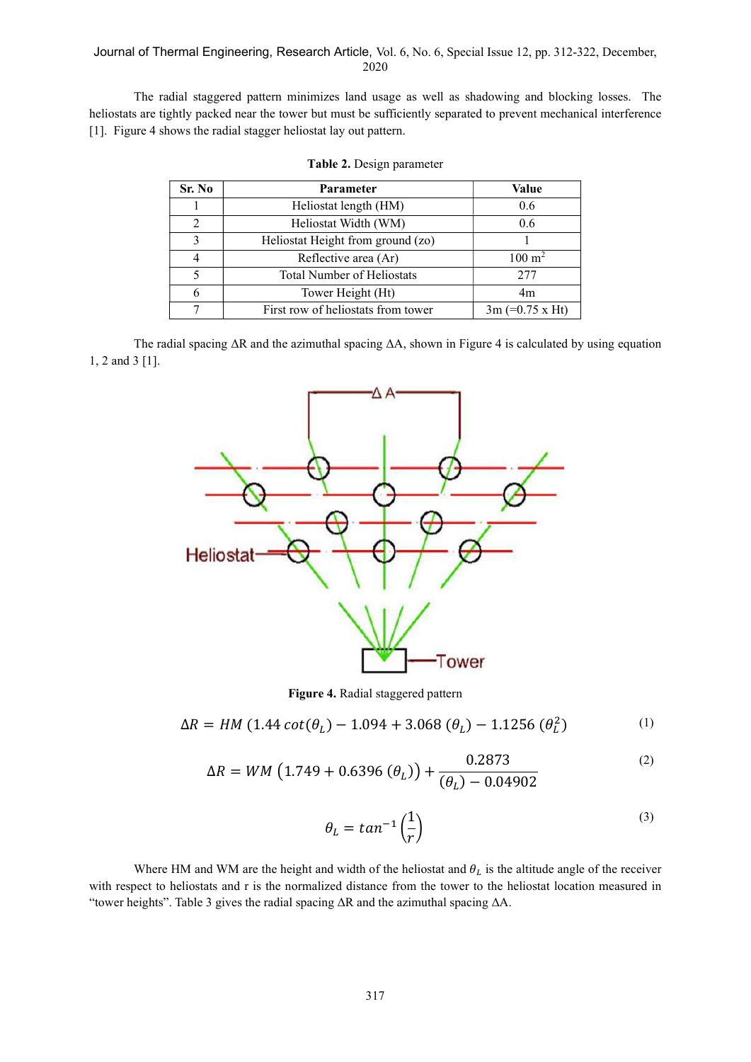The radial staggered pattern minimizes land usage as well as shadowing and blocking losses. The heliostats are tightly packed near the tower but must be sufficiently separated to prevent mechanical interference [1]. Figure 4 shows the radial stagger heliostat lay out pattern.

**Table 2.** Design parameter

| Sr. No | Parameter | Value |
|---|---|---|
| 1 | Heliostat length (HM) | 0.6 |
| 2 | Heliostat Width (WM) | 0.6 |
| 3 | Heliostat Height from ground (zo) | 1 |
| 4 | Reflective area (Ar) | 100 $m^2$ |
| 5 | Total Number of Heliostats | 277 |
| 6 | Tower Height (Ht) | 4m |
| 7 | First row of heliostats from tower | 3m (=0.75 x Ht) |

The radial spacing ΔR and the azimuthal spacing ΔA, shown in Figure 4 is calculated by using equation 1, 2 and 3 [1].

**Figure 4.** Radial staggered pattern

$$\Delta R = HM\,(1.44\cot(\theta_L) - 1.094 + 3.068\,(\theta_L) - 1.1256\,(\theta_L^2) \tag{1}$$

$$\Delta R = WM\,\left(1.749 + 0.6396\,(\theta_L)\right) + \frac{0.2873}{(\theta_L) - 0.04902} \tag{2}$$

$$\theta_L = tan^{-1}\left(\frac{1}{r}\right) \tag{3}$$

Where HM and WM are the height and width of the heliostat and $\theta_L$ is the altitude angle of the receiver with respect to heliostats and r is the normalized distance from the tower to the heliostat location measured in "tower heights". Table 3 gives the radial spacing ΔR and the azimuthal spacing ΔA.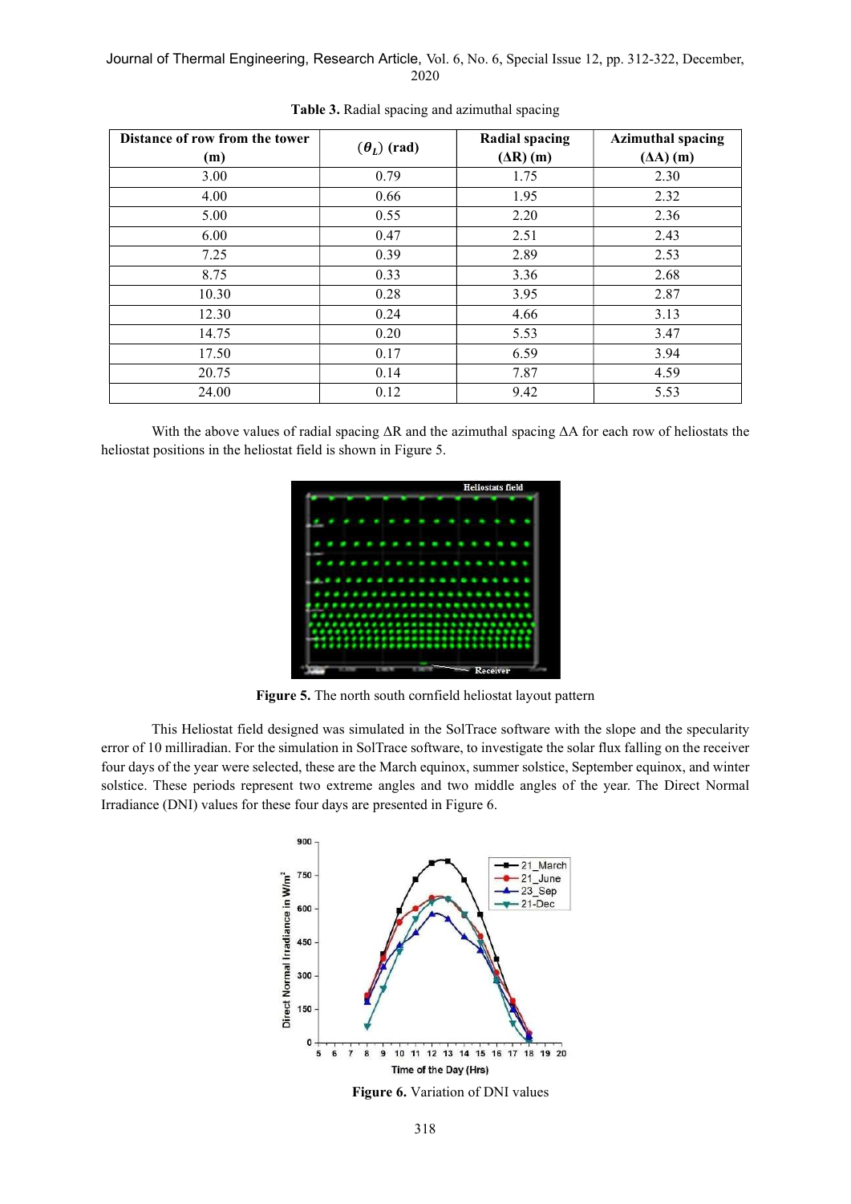**Table 3.** Radial spacing and azimuthal spacing

| Distance of row from the tower (m) | $(\theta_L)$ (rad) | Radial spacing (ΔR) (m) | Azimuthal spacing (ΔA) (m) |
|---|---|---|---|
| 3.00 | 0.79 | 1.75 | 2.30 |
| 4.00 | 0.66 | 1.95 | 2.32 |
| 5.00 | 0.55 | 2.20 | 2.36 |
| 6.00 | 0.47 | 2.51 | 2.43 |
| 7.25 | 0.39 | 2.89 | 2.53 |
| 8.75 | 0.33 | 3.36 | 2.68 |
| 10.30 | 0.28 | 3.95 | 2.87 |
| 12.30 | 0.24 | 4.66 | 3.13 |
| 14.75 | 0.20 | 5.53 | 3.47 |
| 17.50 | 0.17 | 6.59 | 3.94 |
| 20.75 | 0.14 | 7.87 | 4.59 |
| 24.00 | 0.12 | 9.42 | 5.53 |

With the above values of radial spacing ΔR and the azimuthal spacing ΔA for each row of heliostats the heliostat positions in the heliostat field is shown in Figure 5.

**Figure 5.** The north south cornfield heliostat layout pattern

This Heliostat field designed was simulated in the SolTrace software with the slope and the specularity error of 10 milliradian. For the simulation in SolTrace software, to investigate the solar flux falling on the receiver four days of the year were selected, these are the March equinox, summer solstice, September equinox, and winter solstice. These periods represent two extreme angles and two middle angles of the year. The Direct Normal Irradiance (DNI) values for these four days are presented in Figure 6.

**Figure 6.** Variation of DNI values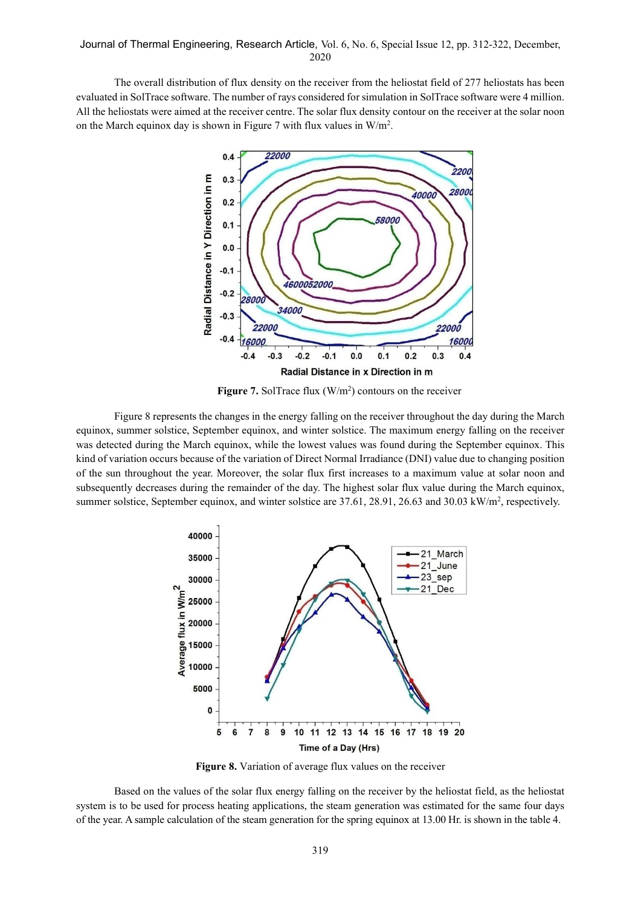The overall distribution of flux density on the receiver from the heliostat field of 277 heliostats has been evaluated in SolTrace software. The number of rays considered for simulation in SolTrace software were 4 million. All the heliostats were aimed at the receiver centre. The solar flux density contour on the receiver at the solar noon on the March equinox day is shown in Figure 7 with flux values in W/m$^2$.

**Figure 7.** SolTrace flux (W/m$^2$) contours on the receiver

Figure 8 represents the changes in the energy falling on the receiver throughout the day during the March equinox, summer solstice, September equinox, and winter solstice. The maximum energy falling on the receiver was detected during the March equinox, while the lowest values was found during the September equinox. This kind of variation occurs because of the variation of Direct Normal Irradiance (DNI) value due to changing position of the sun throughout the year. Moreover, the solar flux first increases to a maximum value at solar noon and subsequently decreases during the remainder of the day. The highest solar flux value during the March equinox, summer solstice, September equinox, and winter solstice are 37.61, 28.91, 26.63 and 30.03 kW/m$^2$, respectively.

**Figure 8.** Variation of average flux values on the receiver

Based on the values of the solar flux energy falling on the receiver by the heliostat field, as the heliostat system is to be used for process heating applications, the steam generation was estimated for the same four days of the year. A sample calculation of the steam generation for the spring equinox at 13.00 Hr. is shown in the table 4.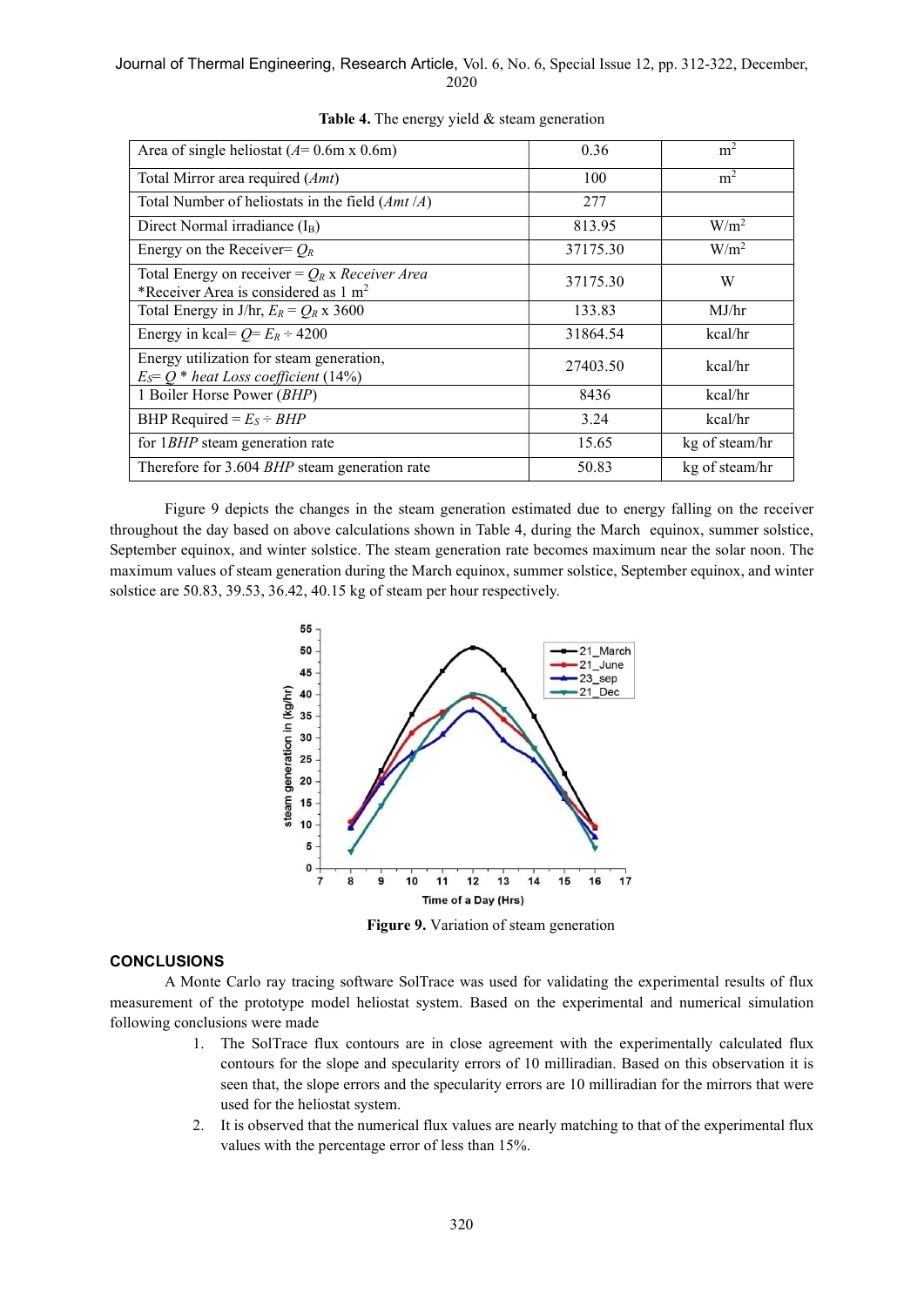**Table 4.** The energy yield & steam generation

| | | |
|---|---|---|
| Area of single heliostat ($A$= 0.6m x 0.6m) | 0.36 | $m^2$ |
| Total Mirror area required ($Amt$) | 100 | $m^2$ |
| Total Number of heliostats in the field ($Amt/A$) | 277 | |
| Direct Normal irradiance ($I_B$) | 813.95 | $W/m^2$ |
| Energy on the Receiver= $Q_R$ | 37175.30 | $W/m^2$ |
| Total Energy on receiver = $Q_R$ x *Receiver Area* *Receiver Area is considered as 1 $m^2$ | 37175.30 | W |
| Total Energy in J/hr, $E_R = Q_R$ x 3600 | 133.83 | MJ/hr |
| Energy in kcal= $Q= E_R \div 4200$ | 31864.54 | kcal/hr |
| Energy utilization for steam generation, $E_S= Q$ * *heat Loss coefficient* (14%) | 27403.50 | kcal/hr |
| 1 Boiler Horse Power ($BHP$) | 8436 | kcal/hr |
| BHP Required = $E_S \div BHP$ | 3.24 | kcal/hr |
| for 1$BHP$ steam generation rate | 15.65 | kg of steam/hr |
| Therefore for 3.604 $BHP$ steam generation rate | 50.83 | kg of steam/hr |

Figure 9 depicts the changes in the steam generation estimated due to energy falling on the receiver throughout the day based on above calculations shown in Table 4, during the March equinox, summer solstice, September equinox, and winter solstice. The steam generation rate becomes maximum near the solar noon. The maximum values of steam generation during the March equinox, summer solstice, September equinox, and winter solstice are 50.83, 39.53, 36.42, 40.15 kg of steam per hour respectively.

**Figure 9.** Variation of steam generation

## CONCLUSIONS

A Monte Carlo ray tracing software SolTrace was used for validating the experimental results of flux measurement of the prototype model heliostat system. Based on the experimental and numerical simulation following conclusions were made

1. The SolTrace flux contours are in close agreement with the experimentally calculated flux contours for the slope and specularity errors of 10 milliradian. Based on this observation it is seen that, the slope errors and the specularity errors are 10 milliradian for the mirrors that were used for the heliostat system.
2. It is observed that the numerical flux values are nearly matching to that of the experimental flux values with the percentage error of less than 15%.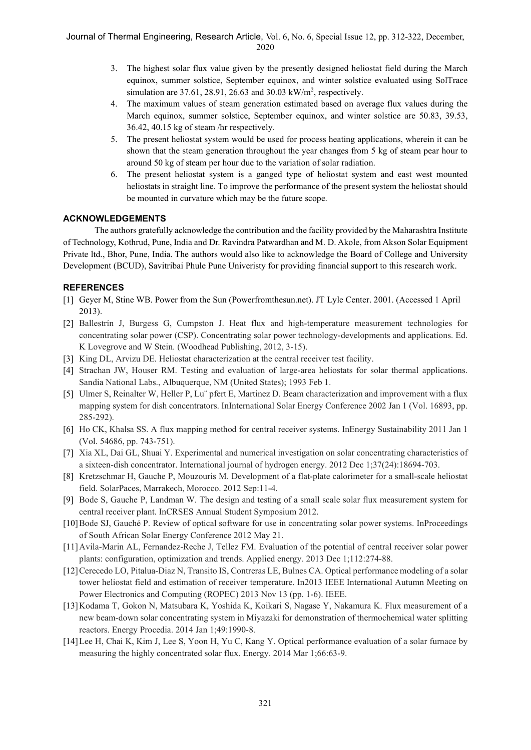3. The highest solar flux value given by the presently designed heliostat field during the March equinox, summer solstice, September equinox, and winter solstice evaluated using SolTrace simulation are 37.61, 28.91, 26.63 and 30.03 kW/m$^2$, respectively.
4. The maximum values of steam generation estimated based on average flux values during the March equinox, summer solstice, September equinox, and winter solstice are 50.83, 39.53, 36.42, 40.15 kg of steam /hr respectively.
5. The present heliostat system would be used for process heating applications, wherein it can be shown that the steam generation throughout the year changes from 5 kg of steam pear hour to around 50 kg of steam per hour due to the variation of solar radiation.
6. The present heliostat system is a ganged type of heliostat system and east west mounted heliostats in straight line. To improve the performance of the present system the heliostat should be mounted in curvature which may be the future scope.

## ACKNOWLEDGEMENTS

The authors gratefully acknowledge the contribution and the facility provided by the Maharashtra Institute of Technology, Kothrud, Pune, India and Dr. Ravindra Patwardhan and M. D. Akole, from Akson Solar Equipment Private ltd., Bhor, Pune, India. The authors would also like to acknowledge the Board of College and University Development (BCUD), Savitribai Phule Pune Univeristy for providing financial support to this research work.

## REFERENCES

[1] Geyer M, Stine WB. Power from the Sun (Powerfromthesun.net). JT Lyle Center. 2001. (Accessed 1 April 2013).

[2] Ballestrín J, Burgess G, Cumpston J. Heat flux and high-temperature measurement technologies for concentrating solar power (CSP). Concentrating solar power technology-developments and applications. Ed. K Lovegrove and W Stein. (Woodhead Publishing, 2012, 3-15).

[3] King DL, Arvizu DE. Heliostat characterization at the central receiver test facility.

[4] Strachan JW, Houser RM. Testing and evaluation of large-area heliostats for solar thermal applications. Sandia National Labs., Albuquerque, NM (United States); 1993 Feb 1.

[5] Ulmer S, Reinalter W, Heller P, Lu¨ pfert E, Martinez D. Beam characterization and improvement with a flux mapping system for dish concentrators. InInternational Solar Energy Conference 2002 Jan 1 (Vol. 16893, pp. 285-292).

[6] Ho CK, Khalsa SS. A flux mapping method for central receiver systems. InEnergy Sustainability 2011 Jan 1 (Vol. 54686, pp. 743-751).

[7] Xia XL, Dai GL, Shuai Y. Experimental and numerical investigation on solar concentrating characteristics of a sixteen-dish concentrator. International journal of hydrogen energy. 2012 Dec 1;37(24):18694-703.

[8] Kretzschmar H, Gauche P, Mouzouris M. Development of a flat-plate calorimeter for a small-scale heliostat field. SolarPaces, Marrakech, Morocco. 2012 Sep:11-4.

[9] Bode S, Gauche P, Landman W. The design and testing of a small scale solar flux measurement system for central receiver plant. InCRSES Annual Student Symposium 2012.

[10] Bode SJ, Gauché P. Review of optical software for use in concentrating solar power systems. InProceedings of South African Solar Energy Conference 2012 May 21.

[11] Avila-Marin AL, Fernandez-Reche J, Tellez FM. Evaluation of the potential of central receiver solar power plants: configuration, optimization and trends. Applied energy. 2013 Dec 1;112:274-88.

[12] Cerecedo LO, Pitalua-Diaz N, Transito IS, Contreras LE, Bulnes CA. Optical performance modeling of a solar tower heliostat field and estimation of receiver temperature. In2013 IEEE International Autumn Meeting on Power Electronics and Computing (ROPEC) 2013 Nov 13 (pp. 1-6). IEEE.

[13] Kodama T, Gokon N, Matsubara K, Yoshida K, Koikari S, Nagase Y, Nakamura K. Flux measurement of a new beam-down solar concentrating system in Miyazaki for demonstration of thermochemical water splitting reactors. Energy Procedia. 2014 Jan 1;49:1990-8.

[14] Lee H, Chai K, Kim J, Lee S, Yoon H, Yu C, Kang Y. Optical performance evaluation of a solar furnace by measuring the highly concentrated solar flux. Energy. 2014 Mar 1;66:63-9.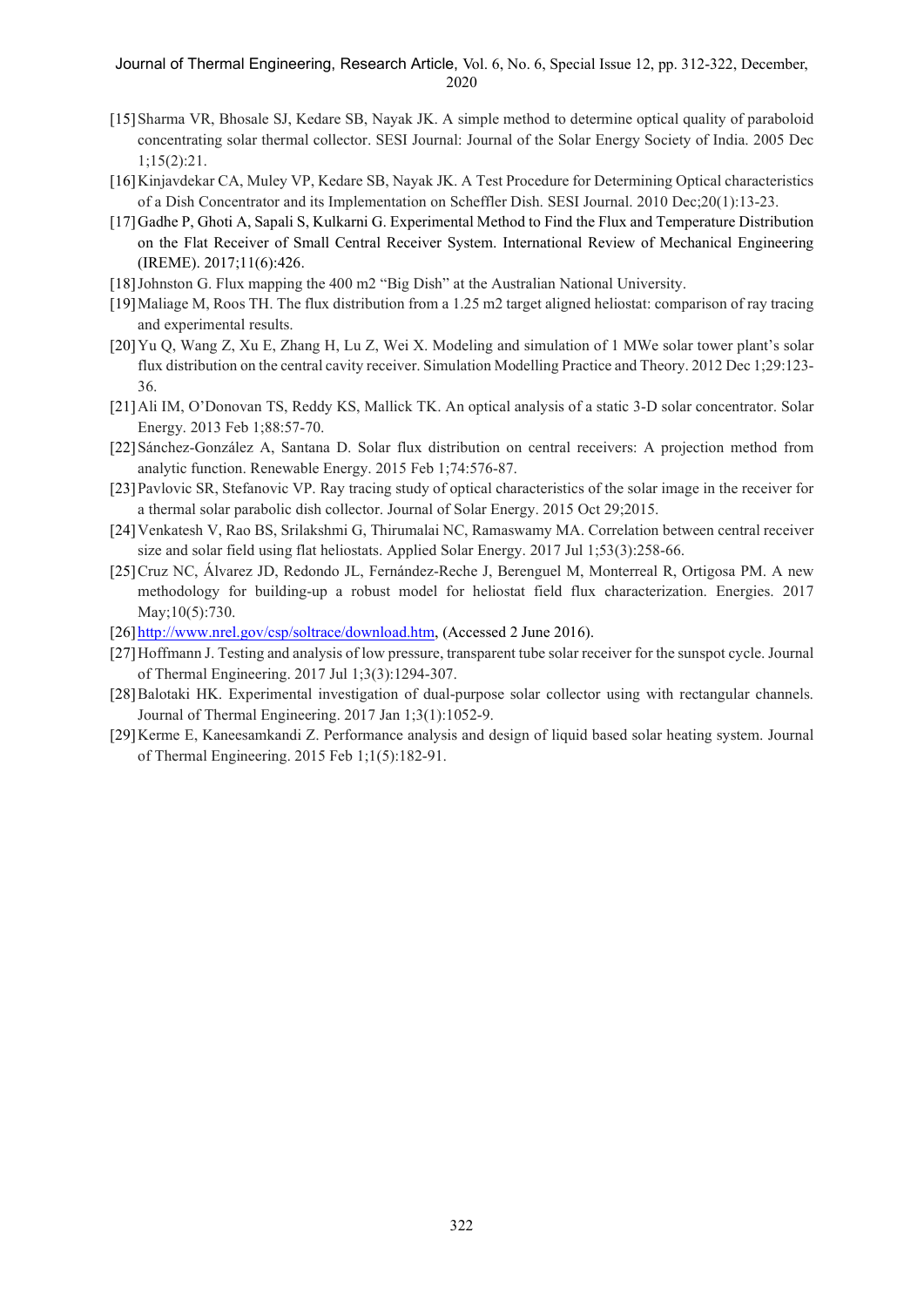[15] Sharma VR, Bhosale SJ, Kedare SB, Nayak JK. A simple method to determine optical quality of paraboloid concentrating solar thermal collector. SESI Journal: Journal of the Solar Energy Society of India. 2005 Dec 1;15(2):21.

[16] Kinjavdekar CA, Muley VP, Kedare SB, Nayak JK. A Test Procedure for Determining Optical characteristics of a Dish Concentrator and its Implementation on Scheffler Dish. SESI Journal. 2010 Dec;20(1):13-23.

[17] Gadhe P, Ghoti A, Sapali S, Kulkarni G. Experimental Method to Find the Flux and Temperature Distribution on the Flat Receiver of Small Central Receiver System. International Review of Mechanical Engineering (IREME). 2017;11(6):426.

[18] Johnston G. Flux mapping the 400 m2 "Big Dish" at the Australian National University.

[19] Maliage M, Roos TH. The flux distribution from a 1.25 m2 target aligned heliostat: comparison of ray tracing and experimental results.

[20] Yu Q, Wang Z, Xu E, Zhang H, Lu Z, Wei X. Modeling and simulation of 1 MWe solar tower plant's solar flux distribution on the central cavity receiver. Simulation Modelling Practice and Theory. 2012 Dec 1;29:123-36.

[21] Ali IM, O'Donovan TS, Reddy KS, Mallick TK. An optical analysis of a static 3-D solar concentrator. Solar Energy. 2013 Feb 1;88:57-70.

[22] Sánchez-González A, Santana D. Solar flux distribution on central receivers: A projection method from analytic function. Renewable Energy. 2015 Feb 1;74:576-87.

[23] Pavlovic SR, Stefanovic VP. Ray tracing study of optical characteristics of the solar image in the receiver for a thermal solar parabolic dish collector. Journal of Solar Energy. 2015 Oct 29;2015.

[24] Venkatesh V, Rao BS, Srilakshmi G, Thirumalai NC, Ramaswamy MA. Correlation between central receiver size and solar field using flat heliostats. Applied Solar Energy. 2017 Jul 1;53(3):258-66.

[25] Cruz NC, Álvarez JD, Redondo JL, Fernández-Reche J, Berenguel M, Monterreal R, Ortigosa PM. A new methodology for building-up a robust model for heliostat field flux characterization. Energies. 2017 May;10(5):730.

[26] http://www.nrel.gov/csp/soltrace/download.htm, (Accessed 2 June 2016).

[27] Hoffmann J. Testing and analysis of low pressure, transparent tube solar receiver for the sunspot cycle. Journal of Thermal Engineering. 2017 Jul 1;3(3):1294-307.

[28] Balotaki HK. Experimental investigation of dual-purpose solar collector using with rectangular channels. Journal of Thermal Engineering. 2017 Jan 1;3(1):1052-9.

[29] Kerme E, Kaneesamkandi Z. Performance analysis and design of liquid based solar heating system. Journal of Thermal Engineering. 2015 Feb 1;1(5):182-91.